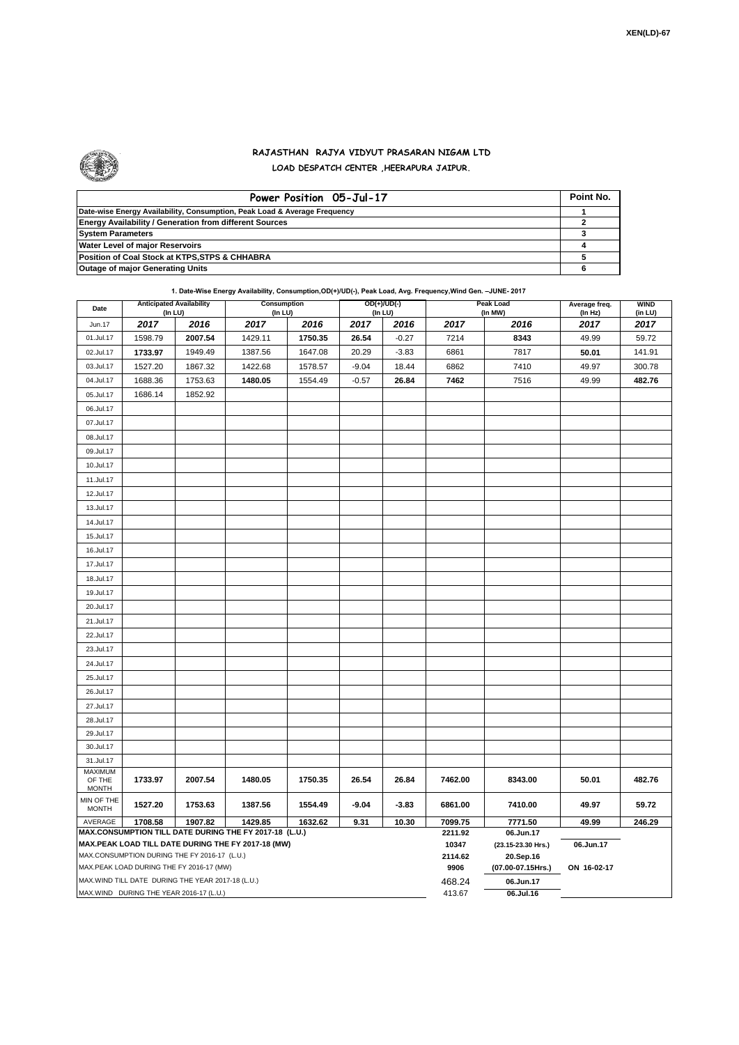XEN(LD)-67

# RAJASTHAN RAJYA VIDYUT PRASARAN NIGAM LTD
## LOAD DESPATCH CENTER ,HEERAPURA JAIPUR.

| Power Position 05-Jul-17 | Point No. |
|---|---|
| Date-wise Energy Availability, Consumption, Peak Load & Average Frequency | 1 |
| Energy Availability / Generation from different Sources | 2 |
| System Parameters | 3 |
| Water Level of major Reservoirs | 4 |
| Position of Coal Stock at KTPS,STPS & CHHABRA | 5 |
| Outage of major Generating Units | 6 |

**1. Date-Wise Energy Availability, Consumption,OD(+)/UD(-), Peak Load, Avg. Frequency,Wind Gen. –JUNE- 2017**

| Date | Anticipated Availability (In LU) | | Consumption (In LU) | | OD(+)/UD(-) (In LU) | | Peak Load (In MW) | | Average freq. (In Hz) | WIND (in LU) |
|---|---|---|---|---|---|---|---|---|---|---|
| Jun.17 | 2017 | 2016 | 2017 | 2016 | 2017 | 2016 | 2017 | 2016 | 2017 | 2017 |
| 01.Jul.17 | 1598.79 | **2007.54** | 1429.11 | **1750.35** | **26.54** | -0.27 | 7214 | **8343** | 49.99 | 59.72 |
| 02.Jul.17 | **1733.97** | 1949.49 | 1387.56 | 1647.08 | 20.29 | -3.83 | 6861 | 7817 | **50.01** | 141.91 |
| 03.Jul.17 | 1527.20 | 1867.32 | 1422.68 | 1578.57 | -9.04 | 18.44 | 6862 | 7410 | 49.97 | 300.78 |
| 04.Jul.17 | 1688.36 | 1753.63 | **1480.05** | 1554.49 | -0.57 | **26.84** | **7462** | 7516 | 49.99 | **482.76** |
| 05.Jul.17 | 1686.14 | 1852.92 | | | | | | | | |
| 06.Jul.17 | | | | | | | | | | |
| 07.Jul.17 | | | | | | | | | | |
| 08.Jul.17 | | | | | | | | | | |
| 09.Jul.17 | | | | | | | | | | |
| 10.Jul.17 | | | | | | | | | | |
| 11.Jul.17 | | | | | | | | | | |
| 12.Jul.17 | | | | | | | | | | |
| 13.Jul.17 | | | | | | | | | | |
| 14.Jul.17 | | | | | | | | | | |
| 15.Jul.17 | | | | | | | | | | |
| 16.Jul.17 | | | | | | | | | | |
| 17.Jul.17 | | | | | | | | | | |
| 18.Jul.17 | | | | | | | | | | |
| 19.Jul.17 | | | | | | | | | | |
| 20.Jul.17 | | | | | | | | | | |
| 21.Jul.17 | | | | | | | | | | |
| 22.Jul.17 | | | | | | | | | | |
| 23.Jul.17 | | | | | | | | | | |
| 24.Jul.17 | | | | | | | | | | |
| 25.Jul.17 | | | | | | | | | | |
| 26.Jul.17 | | | | | | | | | | |
| 27.Jul.17 | | | | | | | | | | |
| 28.Jul.17 | | | | | | | | | | |
| 29.Jul.17 | | | | | | | | | | |
| 30.Jul.17 | | | | | | | | | | |
| 31.Jul.17 | | | | | | | | | | |
| MAXIMUM OF THE MONTH | 1733.97 | 2007.54 | 1480.05 | 1750.35 | 26.54 | 26.84 | 7462.00 | 8343.00 | 50.01 | 482.76 |
| MIN OF THE MONTH | 1527.20 | 1753.63 | 1387.56 | 1554.49 | -9.04 | -3.83 | 6861.00 | 7410.00 | 49.97 | 59.72 |
| AVERAGE | 1708.58 | 1907.82 | 1429.85 | 1632.62 | 9.31 | 10.30 | 7099.75 | 7771.50 | 49.99 | 246.29 |
| MAX.CONSUMPTION TILL DATE DURING THE FY 2017-18 (L.U.) | | | | | | | 2211.92 | 06.Jun.17 | | |
| MAX.PEAK LOAD TILL DATE DURING THE FY 2017-18 (MW) | | | | | | | 10347 | (23.15-23.30 Hrs.) | 06.Jun.17 | |
| MAX.CONSUMPTION DURING THE FY 2016-17 (L.U.) | | | | | | | 2114.62 | 20.Sep.16 | | |
| MAX.PEAK LOAD DURING THE FY 2016-17 (MW) | | | | | | | 9906 | (07.00-07.15Hrs.) | ON 16-02-17 | |
| MAX.WIND TILL DATE DURING THE YEAR 2017-18 (L.U.) | | | | | | | 468.24 | 06.Jun.17 | | |
| MAX.WIND DURING THE YEAR 2016-17 (L.U.) | | | | | | | 413.67 | 06.Jul.16 | | |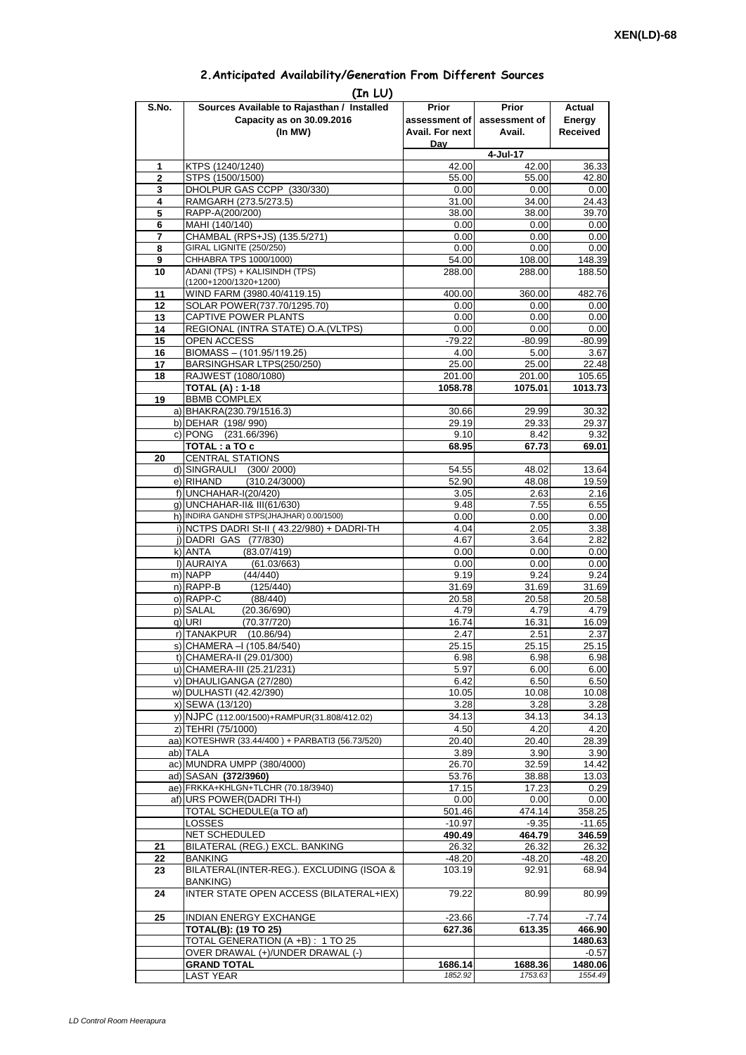XEN(LD)-68

## 2.Anticipated Availability/Generation From Different Sources

(In LU)

| S.No. | Sources Available to Rajasthan / Installed Capacity as on 30.09.2016 (In MW) | Prior assessment of Avail. For next Day | Prior assessment of Avail. | Actual Energy Received |
|---|---|---|---|---|
| | | | 4-Jul-17 | |
| 1 | KTPS (1240/1240) | 42.00 | 42.00 | 36.33 |
| 2 | STPS (1500/1500) | 55.00 | 55.00 | 42.80 |
| 3 | DHOLPUR GAS CCPP (330/330) | 0.00 | 0.00 | 0.00 |
| 4 | RAMGARH (273.5/273.5) | 31.00 | 34.00 | 24.43 |
| 5 | RAPP-A(200/200) | 38.00 | 38.00 | 39.70 |
| 6 | MAHI (140/140) | 0.00 | 0.00 | 0.00 |
| 7 | CHAMBAL (RPS+JS) (135.5/271) | 0.00 | 0.00 | 0.00 |
| 8 | GIRAL LIGNITE (250/250) | 0.00 | 0.00 | 0.00 |
| 9 | CHHABRA TPS 1000/1000) | 54.00 | 108.00 | 148.39 |
| 10 | ADANI (TPS) + KALISINDH (TPS) (1200+1200/1320+1200) | 288.00 | 288.00 | 188.50 |
| 11 | WIND FARM (3980.40/4119.15) | 400.00 | 360.00 | 482.76 |
| 12 | SOLAR POWER(737.70/1295.70) | 0.00 | 0.00 | 0.00 |
| 13 | CAPTIVE POWER PLANTS | 0.00 | 0.00 | 0.00 |
| 14 | REGIONAL (INTRA STATE) O.A.(VLTPS) | 0.00 | 0.00 | 0.00 |
| 15 | OPEN ACCESS | -79.22 | -80.99 | -80.99 |
| 16 | BIOMASS – (101.95/119.25) | 4.00 | 5.00 | 3.67 |
| 17 | BARSINGHSAR LTPS(250/250) | 25.00 | 25.00 | 22.48 |
| 18 | RAJWEST (1080/1080) | 201.00 | 201.00 | 105.65 |
| | **TOTAL (A) : 1-18** | **1058.78** | **1075.01** | **1013.73** |
| 19 | BBMB COMPLEX | | | |
| | a) BHAKRA(230.79/1516.3) | 30.66 | 29.99 | 30.32 |
| | b) DEHAR (198/ 990) | 29.19 | 29.33 | 29.37 |
| | c) PONG (231.66/396) | 9.10 | 8.42 | 9.32 |
| | **TOTAL : a TO c** | **68.95** | **67.73** | **69.01** |
| 20 | CENTRAL STATIONS | | | |
| | d) SINGRAULI (300/ 2000) | 54.55 | 48.02 | 13.64 |
| | e) RIHAND (310.24/3000) | 52.90 | 48.08 | 19.59 |
| | f) UNCHAHAR-I(20/420) | 3.05 | 2.63 | 2.16 |
| | g) UNCHAHAR-II& III(61/630) | 9.48 | 7.55 | 6.55 |
| | h) INDIRA GANDHI STPS(JHAJHAR) 0.00/1500) | 0.00 | 0.00 | 0.00 |
| | i) NCTPS DADRI St-II ( 43.22/980) + DADRI-TH | 4.04 | 2.05 | 3.38 |
| | j) DADRI GAS (77/830) | 4.67 | 3.64 | 2.82 |
| | k) ANTA (83.07/419) | 0.00 | 0.00 | 0.00 |
| | l) AURAIYA (61.03/663) | 0.00 | 0.00 | 0.00 |
| | m) NAPP (44/440) | 9.19 | 9.24 | 9.24 |
| | n) RAPP-B (125/440) | 31.69 | 31.69 | 31.69 |
| | o) RAPP-C (88/440) | 20.58 | 20.58 | 20.58 |
| | p) SALAL (20.36/690) | 4.79 | 4.79 | 4.79 |
| | q) URI (70.37/720) | 16.74 | 16.31 | 16.09 |
| | r) TANAKPUR (10.86/94) | 2.47 | 2.51 | 2.37 |
| | s) CHAMERA –I (105.84/540) | 25.15 | 25.15 | 25.15 |
| | t) CHAMERA-II (29.01/300) | 6.98 | 6.98 | 6.98 |
| | u) CHAMERA-III (25.21/231) | 5.97 | 6.00 | 6.00 |
| | v) DHAULIGANGA (27/280) | 6.42 | 6.50 | 6.50 |
| | w) DULHASTI (42.42/390) | 10.05 | 10.08 | 10.08 |
| | x) SEWA (13/120) | 3.28 | 3.28 | 3.28 |
| | y) NJPC (112.00/1500)+RAMPUR(31.808/412.02) | 34.13 | 34.13 | 34.13 |
| | z) TEHRI (75/1000) | 4.50 | 4.20 | 4.20 |
| | aa) KOTESHWR (33.44/400 ) + PARBATI3 (56.73/520) | 20.40 | 20.40 | 28.39 |
| | ab) TALA | 3.89 | 3.90 | 3.90 |
| | ac) MUNDRA UMPP (380/4000) | 26.70 | 32.59 | 14.42 |
| | ad) SASAN **(372/3960)** | 53.76 | 38.88 | 13.03 |
| | ae) FRKKA+KHLGN+TLCHR (70.18/3940) | 17.15 | 17.23 | 0.29 |
| | af) URS POWER(DADRI TH-I) | 0.00 | 0.00 | 0.00 |
| | TOTAL SCHEDULE(a TO af) | 501.46 | 474.14 | 358.25 |
| | LOSSES | -10.97 | -9.35 | -11.65 |
| | **NET SCHEDULED** | **490.49** | **464.79** | **346.59** |
| 21 | BILATERAL (REG.) EXCL. BANKING | 26.32 | 26.32 | 26.32 |
| 22 | BANKING | -48.20 | -48.20 | -48.20 |
| 23 | BILATERAL(INTER-REG.). EXCLUDING (ISOA & BANKING) | 103.19 | 92.91 | 68.94 |
| 24 | INTER STATE OPEN ACCESS (BILATERAL+IEX) | 79.22 | 80.99 | 80.99 |
| 25 | INDIAN ENERGY EXCHANGE | -23.66 | -7.74 | -7.74 |
| | **TOTAL(B): (19 TO 25)** | **627.36** | **613.35** | **466.90** |
| | TOTAL GENERATION (A +B) : 1 TO 25 | | | **1480.63** |
| | OVER DRAWAL (+)/UNDER DRAWAL (-) | | | -0.57 |
| | **GRAND TOTAL** | **1686.14** | **1688.36** | **1480.06** |
| | LAST YEAR | *1852.92* | *1753.63* | *1554.49* |

*LD Control Room Heerapura*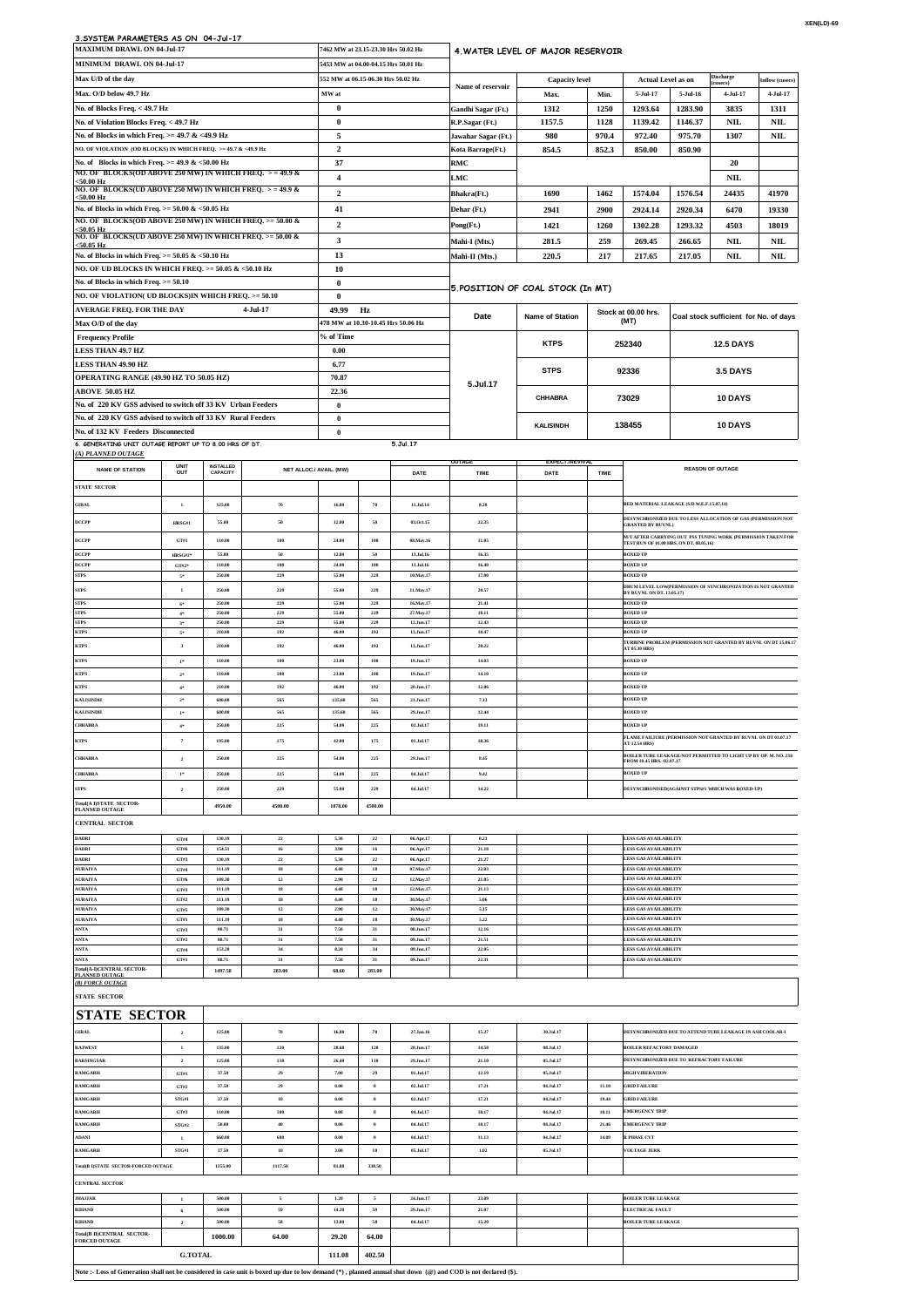## 3. SYSTEM PARAMETERS AS ON 04-Jul-17

| | | |
|---|---|---|
| MAXIMUM DRAWL ON 04-Jul-17 | 7462 MW at 23.15-23.30 Hrs 50.02 Hz | |
| MINIMUM DRAWL ON 04-Jul-17 | 5453 MW at 04.00-04.15 Hrs 50.01 Hz | |
| Max U/D of the day | 552 MW at 06.15-06.30 Hrs 50.02 Hz | |
| Max. O/D below 49.7 Hz | MW at | |
| No. of Blocks Freq. < 49.7 Hz | 0 | |
| No. of Violation Blocks Freq. < 49.7 Hz | 0 | |
| No. of Blocks in which Freq. >= 49.7 & <49.9 Hz | 5 | |
| NO. OF VIOLATION (OD BLOCKS) IN WHICH FREQ. >= 49.7 & <49.9 Hz | 2 | |
| No. of Blocks in which Freq. >= 49.9 & <50.00 Hz | 37 | |
| NO. OF BLOCKS(OD ABOVE 250 MW) IN WHICH FREQ. >= 49.9 & <50.00 Hz | 4 | |
| NO. OF BLOCKS(UD ABOVE 250 MW) IN WHICH FREQ. >= 49.9 & <50.00 Hz | 2 | |
| No. of Blocks in which Freq. >= 50.00 & <50.05 Hz | 41 | |
| NO. OF BLOCKS(OD ABOVE 250 MW) IN WHICH FREQ. >= 50.00 & <50.05 Hz | 2 | |
| NO. OF BLOCKS(UD ABOVE 250 MW) IN WHICH FREQ. >= 50.00 & <50.05 Hz | 3 | |
| No. of Blocks in which Freq. >= 50.05 & <50.10 Hz | 13 | |
| NO. OF UD BLOCKS IN WHICH FREQ. >= 50.05 & <50.10 Hz | 10 | |
| No. of Blocks in which Freq. >= 50.10 | 0 | |
| NO. OF VIOLATION( UD BLOCKS)IN WHICH FREQ. >= 50.10 | 0 | |
| AVERAGE FREQ. FOR THE DAY 4-Jul-17 | 49.99 Hz | |
| Max O/D of the day | 478 MW at 10.30-10.45 Hrs 50.06 Hz | |
| Frequency Profile | % of Time | |
| LESS THAN 49.7 HZ | 0.00 | |
| LESS THAN 49.90 HZ | 6.77 | |
| OPERATING RANGE (49.90 HZ TO 50.05 HZ) | 70.87 | |
| ABOVE 50.05 HZ | 22.36 | |
| No. of 220 KV GSS advised to switch off 33 KV Urban Feeders | 0 | |
| No. of 220 KV GSS advised to switch off 33 KV Rural Feeders | 0 | |
| No. of 132 KV Feeders Disconnected | 0 | |

## 4. WATER LEVEL OF MAJOR RESERVOIR

| Name of reservoir | Capacity level Max. | Capacity level Min. | Actual Level as on 5-Jul-17 | Actual Level as on 5-Jul-16 | Discharge (cusecs) 4-Jul-17 | Inflow (cusecs) 4-Jul-17 |
|---|---|---|---|---|---|---|
| Gandhi Sagar (Ft.) | 1312 | 1250 | 1293.64 | 1283.90 | 3835 | 1311 |
| R.P.Sagar (Ft.) | 1157.5 | 1128 | 1139.42 | 1146.37 | NIL | NIL |
| Jawahar Sagar (Ft.) | 980 | 970.4 | 972.40 | 975.70 | 1307 | NIL |
| Kota Barrage(Ft.) | 854.5 | 852.3 | 850.00 | 850.90 | | |
| RMC | | | | | 20 | |
| LMC | | | | | NIL | |
| Bhakra(Ft.) | 1690 | 1462 | 1574.04 | 1576.54 | 24435 | 41970 |
| Dehar (Ft.) | 2941 | 2900 | 2924.14 | 2920.34 | 6470 | 19330 |
| Pong(Ft.) | 1421 | 1260 | 1302.28 | 1293.32 | 4503 | 18019 |
| Mahi-I (Mts.) | 281.5 | 259 | 269.45 | 266.65 | NIL | NIL |
| Mahi-II (Mts.) | 220.5 | 217 | 217.65 | 217.05 | NIL | NIL |

## 5. POSITION OF COAL STOCK (In MT)

| Date | Name of Station | Stock at 00.00 hrs. (MT) | Coal stock sufficient for No. of days |
|---|---|---|---|
| 5.Jul.17 | KTPS | 252340 | 12.5 DAYS |
| | STPS | 92336 | 3.5 DAYS |
| | CHHABRA | 73029 | 10 DAYS |
| | KALISINDH | 138455 | 10 DAYS |

## 6. GENERATING UNIT OUTAGE REPORT UP TO 8.00 HRS OF DT. 5.Jul.17

### (A) PLANNED OUTAGE

| NAME OF STATION | UNIT OUT | INSTALLED CAPACITY | NET ALLOC./ AVAIL. (MW) | | | OUTAGE DATE | OUTAGE TIME | EXPECT./REVIVAL DATE | EXPECT./REVIVAL TIME | REASON OF OUTAGE |
|---|---|---|---|---|---|---|---|---|---|---|
| **STATE SECTOR** | | | | | | | | | | |
| GIRAL | 1 | 125.00 | 70 | 16.80 | 70 | 11.Jul.14 | 8.20 | | | BED MATERIAL LEAKAGE (S/D W.E.F.15.07.14) |
| DCCPP | HRSG#1 | 55.00 | 50 | 12.00 | 50 | 03.Oct.15 | 22.35 | | | DESYNCHRONIZED DUE TO LESS ALLOCATION OF GAS (PERMISSION NOT GRANTED BY RUVNL) |
| DCCPP | GT#1 | 110.00 | 100 | 24.00 | 100 | 08.May.16 | 11.05 | | | M/T AFTER CARRYING OUT PSS TUNING WORK (PERMISSION TAKEN FOR TEST RUN OF 01.00 HRS. ON DT. 08.05.16) |
| DCCPP | HRSG#2* | 55.00 | 50 | 12.00 | 50 | 13.Jul.16 | 16.35 | | | BOXED UP |
| DCCPP | GT#2* | 110.00 | 100 | 24.00 | 100 | 13.Jul.16 | 16.40 | | | BOXED UP |
| STPS | 5* | 250.00 | 229 | 55.00 | 229 | 10.May.17 | 17.00 | | | BOXED UP |
| STPS | 1 | 250.00 | 229 | 55.00 | 229 | 11.May.17 | 20.57 | | | DRUM LEVEL LOW(PERMISSION OF SYNCHRONIZATION IS NOT GRANTED BY RUVNL ON DT. 13.05.17) |
| STPS | 6* | 250.00 | 229 | 55.00 | 229 | 16.May.17 | 21.41 | | | BOXED UP |
| STPS | 4* | 250.00 | 229 | 55.00 | 229 | 27.May.17 | 18.11 | | | BOXED UP |
| STPS | 3* | 250.00 | 229 | 55.00 | 229 | 12.Jun.17 | 12.43 | | | BOXED UP |
| KTPS | 5* | 210.00 | 192 | 46.00 | 192 | 13.Jun.17 | 10.47 | | | BOXED UP |
| KTPS | 3 | 210.00 | 192 | 46.00 | 192 | 13.Jun.17 | 20.22 | | | TURBINE PROBLEM (PERMISSION NOT GRANTED BY RUVNL ON DT 15.06.17 AT 05.30 HRS) |
| KTPS | 1* | 110.00 | 100 | 23.00 | 100 | 19.Jun.17 | 14.03 | | | BOXED UP |
| KTPS | 2* | 110.00 | 100 | 23.00 | 100 | 19.Jun.17 | 14.10 | | | BOXED UP |
| KTPS | 4* | 210.00 | 192 | 46.00 | 192 | 20.Jun.17 | 12.06 | | | BOXED UP |
| KALISINDH | 2* | 600.00 | 565 | 135.60 | 565 | 21.Jun.17 | 7.13 | | | BOXED UP |
| KALISINDH | 1* | 600.00 | 565 | 135.60 | 565 | 29.Jun.17 | 12.44 | | | BOXED UP |
| CHHABRA | 4* | 250.00 | 225 | 54.00 | 225 | 02.Jul.17 | 19.11 | | | BOXED UP |
| KTPS | 7 | 195.00 | 175 | 42.00 | 175 | 01.Jul.17 | 18.36 | | | FLAME FAILURE (PERMISSION NOT GRANTED BY RUVNL ON DT 02.07.17 AT 12.54 HRS) |
| CHHABRA | 2 | 250.00 | 225 | 54.00 | 225 | 29.Jun.17 | 9.45 | | | BOILER TUBE LEAKAGE(NOT PERMITTED TO LIGHT UP BY OP. M. NO. 238 FROM 10.45 HRS. 02.07.17 |
| CHHABRA | 1* | 250.00 | 225 | 54.00 | 225 | 04.Jul.17 | 9.42 | | | BOXED UP |
| STPS | 2 | 250.00 | 229 | 55.00 | 229 | 04.Jul.17 | 14.22 | | | DESYNCHRONISED(AGAINST STPS#1 WHICH WAS BOXED-UP) |
| Total(A I)STATE SECTOR-PLANNED OUTAGE | | 4950.00 | 4500.00 | 1078.00 | 4500.00 | | | | | |
| **CENTRAL SECTOR** | | | | | | | | | | |
| DADRI | GT#4 | 130.19 | 22 | 5.30 | 22 | 06.Apr.17 | 0.23 | | | LESS GAS AVAILABILITY |
| DADRI | GT#6 | 154.51 | 16 | 3.90 | 16 | 06.Apr.17 | 21.18 | | | LESS GAS AVAILABILITY |
| DADRI | GT#3 | 130.19 | 22 | 5.30 | 22 | 06.Apr.17 | 21.27 | | | LESS GAS AVAILABILITY |
| AURAIYA | GT#4 | 111.19 | 18 | 4.40 | 18 | 07.May.17 | 22.03 | | | LESS GAS AVAILABILITY |
| AURAIYA | GT#6 | 109.30 | 12 | 2.90 | 12 | 12.May.17 | 21.05 | | | LESS GAS AVAILABILITY |
| AURAIYA | GT#3 | 111.19 | 18 | 4.40 | 18 | 12.May.17 | 21.13 | | | LESS GAS AVAILABILITY |
| AURAIYA | GT#2 | 111.19 | 18 | 4.40 | 18 | 30.May.17 | 5.06 | | | LESS GAS AVAILABILITY |
| AURAIYA | GT#5 | 109.30 | 12 | 2.90 | 12 | 30.May.17 | 5.15 | | | LESS GAS AVAILABILITY |
| AURAIYA | GT#1 | 111.19 | 18 | 4.40 | 18 | 30.May.17 | 5.22 | | | LESS GAS AVAILABILITY |
| ANTA | GT#3 | 88.71 | 31 | 7.50 | 31 | 08.Jun.17 | 12.16 | | | LESS GAS AVAILABILITY |
| ANTA | GT#2 | 88.71 | 31 | 7.50 | 31 | 09.Jun.17 | 21.51 | | | LESS GAS AVAILABILITY |
| ANTA | GT#4 | 153.20 | 34 | 8.20 | 34 | 09.Jun.17 | 22.05 | | | LESS GAS AVAILABILITY |
| ANTA | GT#1 | 88.71 | 31 | 7.50 | 31 | 09.Jun.17 | 22.31 | | | LESS GAS AVAILABILITY |
| Total(A-II)CENTRAL SECTOR-PLANNED OUTAGE | | 1497.58 | 283.00 | 68.60 | 283.00 | | | | | |

### (B) FORCE OUTAGE

| NAME OF STATION | UNIT OUT | INSTALLED CAPACITY | NET ALLOC./ AVAIL. (MW) | | | OUTAGE DATE | OUTAGE TIME | EXPECT./REVIVAL DATE | EXPECT./REVIVAL TIME | REASON OF OUTAGE |
|---|---|---|---|---|---|---|---|---|---|---|
| **STATE SECTOR** | | | | | | | | | | |
| GIRAL | 2 | 125.00 | 70 | 16.80 | 70 | 27.Jan.16 | 15.27 | 30.Jul.17 | | DESYNCHRONIZED DUE TO ATTEND TUBE LEAKAGE IN ASH COOLAR-I |
| RAJWEST | 1 | 135.00 | 120 | 28.60 | 120 | 28.Jun.17 | 14.58 | 08.Jul.17 | | BOILER REFACTORY DAMAGED |
| BARSINGSAR | 2 | 125.00 | 110 | 26.40 | 110 | 29.Jun.17 | 21.10 | 05.Jul.17 | | DESYNCHRONIZED DUE TO REFRACTORY FAILURE |
| RAMGARH | GT#1 | 37.50 | 29 | 7.00 | 29 | 01.Jul.17 | 12.19 | 05.Jul.17 | | HIGH VIBERATION |
| RAMGARH | GT#2 | 37.50 | 29 | 0.00 | 0 | 02.Jul.17 | 17.21 | 04.Jul.17 | 11.10 | GRID FAILURE |
| RAMGARH | STG#1 | 37.50 | 10 | 0.00 | 0 | 02.Jul.17 | 17.21 | 04.Jul.17 | 19.44 | GRID FAILURE |
| RAMGARH | GT#3 | 110.00 | 100 | 0.00 | 0 | 04.Jul.17 | 10.17 | 04.Jul.17 | 18.11 | EMERGENCY TRIP |
| RAMGARH | STG#2 | 50.00 | 40 | 0.00 | 0 | 04.Jul.17 | 10.17 | 04.Jul.17 | 21.46 | EMERGENCY TRIP |
| ADANI | 1 | 660.00 | 600 | 0.00 | 0 | 04.Jul.17 | 11.13 | 04.Jul.17 | 14.09 | R PHASE CVT |
| RAMGARH | STG#1 | 37.50 | 10 | 3.00 | 10 | 05.Jul.17 | 1.02 | 05.Jul.17 | | VOLTAGE JERK |
| Total(B I)STATE SECTOR-FORCED OUTAGE | | 1355.00 | 1117.50 | 81.88 | 339.50 | | | | | |
| **CENTRAL SECTOR** | | | | | | | | | | |
| JHAJJAR | 1 | 500.00 | 5 | 1.20 | 5 | 24.Jun.17 | 23.09 | | | BOILER TUBE LEAKAGE |
| RIHAND | 6 | 500.00 | 59 | 14.20 | 59 | 29.Jun.17 | 21.07 | | | ELECTRICAL FAULT |
| RIHAND | 2 | 500.00 | 58 | 13.80 | 58 | 04.Jul.17 | 15.20 | | | BOILER TUBE LEAKAGE |
| Total(B II)CENTRAL SECTOR-FORCED OUTAGE | | 1000.00 | 64.00 | 29.20 | 64.00 | | | | | |
| G.TOTAL | | | | 111.08 | 402.50 | | | | | |

Note :- Loss of Generation shall not be considered in case unit is boxed up due to low demand (*) , planned annual shut down (@) and COD is not declared ($).